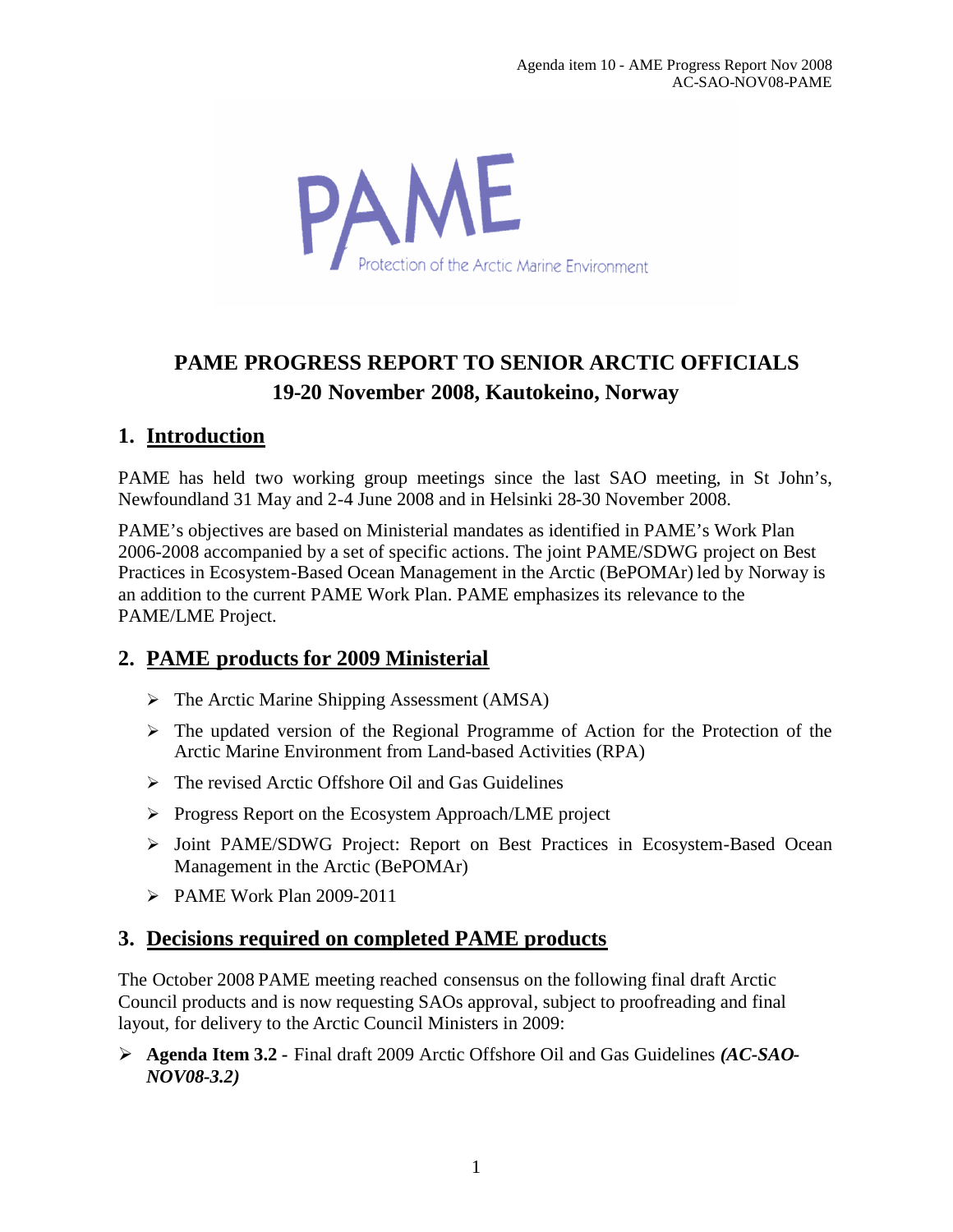Agenda item 10 - AME Progress Report Nov 2008
AC-SAO-NOV08-PAME

PAME
Protection of the Arctic Marine Environment

# PAME PROGRESS REPORT TO SENIOR ARCTIC OFFICIALS
# 19-20 November 2008, Kautokeino, Norway

## 1. Introduction

PAME has held two working group meetings since the last SAO meeting, in St John's, Newfoundland 31 May and 2-4 June 2008 and in Helsinki 28-30 November 2008.

PAME's objectives are based on Ministerial mandates as identified in PAME's Work Plan 2006-2008 accompanied by a set of specific actions. The joint PAME/SDWG project on Best Practices in Ecosystem-Based Ocean Management in the Arctic (BePOMAr) led by Norway is an addition to the current PAME Work Plan. PAME emphasizes its relevance to the PAME/LME Project.

## 2. PAME products for 2009 Ministerial

- The Arctic Marine Shipping Assessment (AMSA)
- The updated version of the Regional Programme of Action for the Protection of the Arctic Marine Environment from Land-based Activities (RPA)
- The revised Arctic Offshore Oil and Gas Guidelines
- Progress Report on the Ecosystem Approach/LME project
- Joint PAME/SDWG Project: Report on Best Practices in Ecosystem-Based Ocean Management in the Arctic (BePOMAr)
- PAME Work Plan 2009-2011

## 3. Decisions required on completed PAME products

The October 2008 PAME meeting reached consensus on the following final draft Arctic Council products and is now requesting SAOs approval, subject to proofreading and final layout, for delivery to the Arctic Council Ministers in 2009:

- **Agenda Item 3.2 -** Final draft 2009 Arctic Offshore Oil and Gas Guidelines ***(AC-SAO-NOV08-3.2)***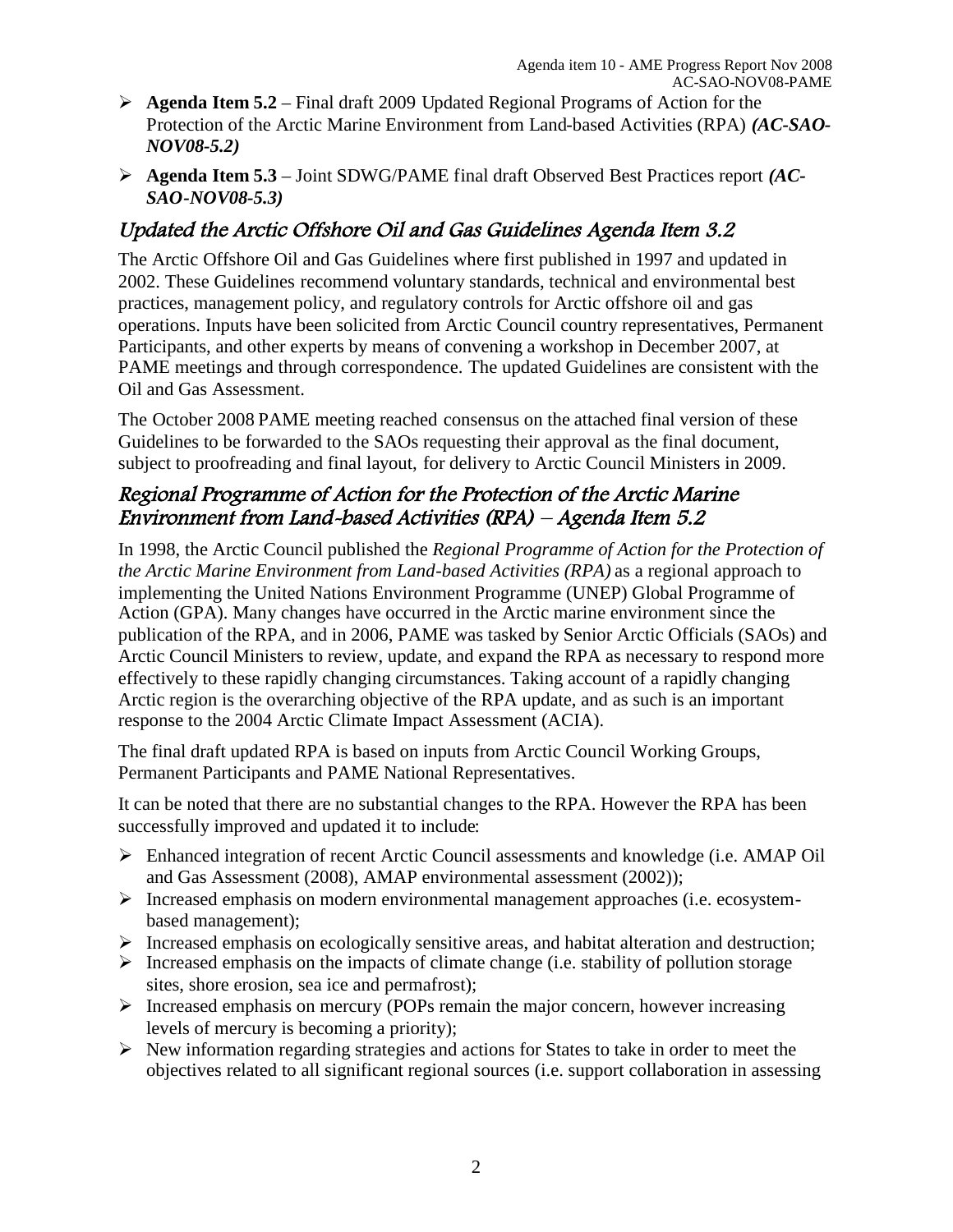- **Agenda Item 5.2** – Final draft 2009 Updated Regional Programs of Action for the Protection of the Arctic Marine Environment from Land-based Activities (RPA) ***(AC-SAO-NOV08-5.2)***
- **Agenda Item 5.3** – Joint SDWG/PAME final draft Observed Best Practices report ***(AC-SAO-NOV08-5.3)***

## *Updated the Arctic Offshore Oil and Gas Guidelines Agenda Item 3.2*

The Arctic Offshore Oil and Gas Guidelines where first published in 1997 and updated in 2002. These Guidelines recommend voluntary standards, technical and environmental best practices, management policy, and regulatory controls for Arctic offshore oil and gas operations. Inputs have been solicited from Arctic Council country representatives, Permanent Participants, and other experts by means of convening a workshop in December 2007, at PAME meetings and through correspondence. The updated Guidelines are consistent with the Oil and Gas Assessment.

The October 2008 PAME meeting reached consensus on the attached final version of these Guidelines to be forwarded to the SAOs requesting their approval as the final document, subject to proofreading and final layout, for delivery to Arctic Council Ministers in 2009.

## *Regional Programme of Action for the Protection of the Arctic Marine Environment from Land-based Activities (RPA) – Agenda Item 5.2*

In 1998, the Arctic Council published the *Regional Programme of Action for the Protection of the Arctic Marine Environment from Land-based Activities (RPA)* as a regional approach to implementing the United Nations Environment Programme (UNEP) Global Programme of Action (GPA). Many changes have occurred in the Arctic marine environment since the publication of the RPA, and in 2006, PAME was tasked by Senior Arctic Officials (SAOs) and Arctic Council Ministers to review, update, and expand the RPA as necessary to respond more effectively to these rapidly changing circumstances. Taking account of a rapidly changing Arctic region is the overarching objective of the RPA update, and as such is an important response to the 2004 Arctic Climate Impact Assessment (ACIA).

The final draft updated RPA is based on inputs from Arctic Council Working Groups, Permanent Participants and PAME National Representatives.

It can be noted that there are no substantial changes to the RPA. However the RPA has been successfully improved and updated it to include:

- Enhanced integration of recent Arctic Council assessments and knowledge (i.e. AMAP Oil and Gas Assessment (2008), AMAP environmental assessment (2002));
- Increased emphasis on modern environmental management approaches (i.e. ecosystem-based management);
- Increased emphasis on ecologically sensitive areas, and habitat alteration and destruction;
- Increased emphasis on the impacts of climate change (i.e. stability of pollution storage sites, shore erosion, sea ice and permafrost);
- Increased emphasis on mercury (POPs remain the major concern, however increasing levels of mercury is becoming a priority);
- New information regarding strategies and actions for States to take in order to meet the objectives related to all significant regional sources (i.e. support collaboration in assessing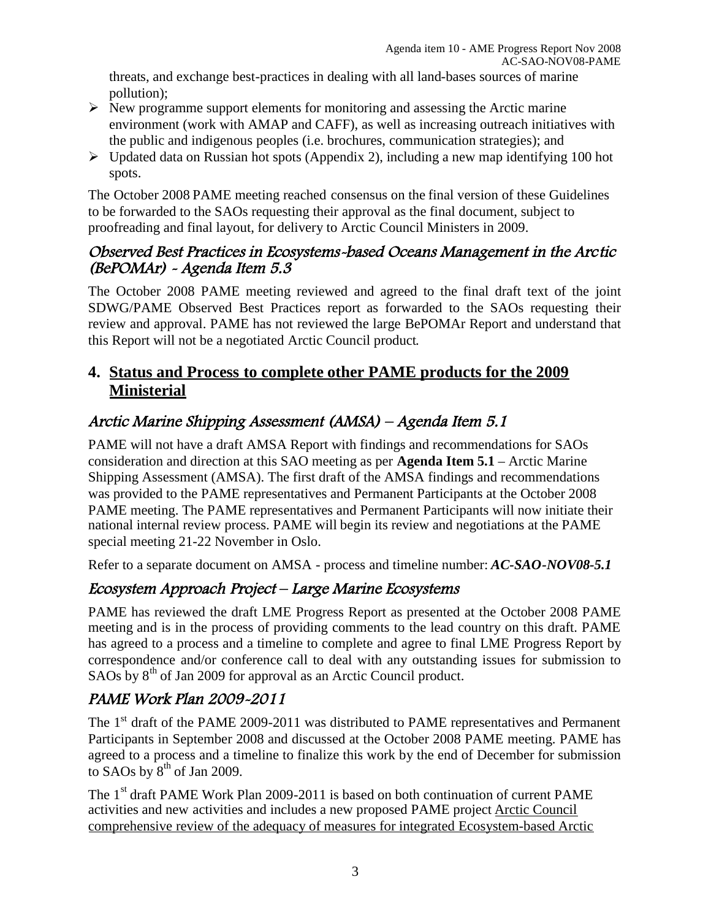threats, and exchange best-practices in dealing with all land-bases sources of marine pollution);

- New programme support elements for monitoring and assessing the Arctic marine environment (work with AMAP and CAFF), as well as increasing outreach initiatives with the public and indigenous peoples (i.e. brochures, communication strategies); and
- Updated data on Russian hot spots (Appendix 2), including a new map identifying 100 hot spots.

The October 2008 PAME meeting reached consensus on the final version of these Guidelines to be forwarded to the SAOs requesting their approval as the final document, subject to proofreading and final layout, for delivery to Arctic Council Ministers in 2009.

### *Observed Best Practices in Ecosystems-based Oceans Management in the Arctic (BePOMAr) - Agenda Item 5.3*

The October 2008 PAME meeting reviewed and agreed to the final draft text of the joint SDWG/PAME Observed Best Practices report as forwarded to the SAOs requesting their review and approval. PAME has not reviewed the large BePOMAr Report and understand that this Report will not be a negotiated Arctic Council product.

## 4. Status and Process to complete other PAME products for the 2009 Ministerial

### *Arctic Marine Shipping Assessment (AMSA) – Agenda Item 5.1*

PAME will not have a draft AMSA Report with findings and recommendations for SAOs consideration and direction at this SAO meeting as per **Agenda Item 5.1** – Arctic Marine Shipping Assessment (AMSA). The first draft of the AMSA findings and recommendations was provided to the PAME representatives and Permanent Participants at the October 2008 PAME meeting. The PAME representatives and Permanent Participants will now initiate their national internal review process. PAME will begin its review and negotiations at the PAME special meeting 21-22 November in Oslo.

Refer to a separate document on AMSA - process and timeline number: ***AC-SAO-NOV08-5.1***

### *Ecosystem Approach Project – Large Marine Ecosystems*

PAME has reviewed the draft LME Progress Report as presented at the October 2008 PAME meeting and is in the process of providing comments to the lead country on this draft. PAME has agreed to a process and a timeline to complete and agree to final LME Progress Report by correspondence and/or conference call to deal with any outstanding issues for submission to SAOs by 8th of Jan 2009 for approval as an Arctic Council product.

### *PAME Work Plan 2009-2011*

The 1st draft of the PAME 2009-2011 was distributed to PAME representatives and Permanent Participants in September 2008 and discussed at the October 2008 PAME meeting. PAME has agreed to a process and a timeline to finalize this work by the end of December for submission to SAOs by 8th of Jan 2009.

The 1st draft PAME Work Plan 2009-2011 is based on both continuation of current PAME activities and new activities and includes a new proposed PAME project Arctic Council comprehensive review of the adequacy of measures for integrated Ecosystem-based Arctic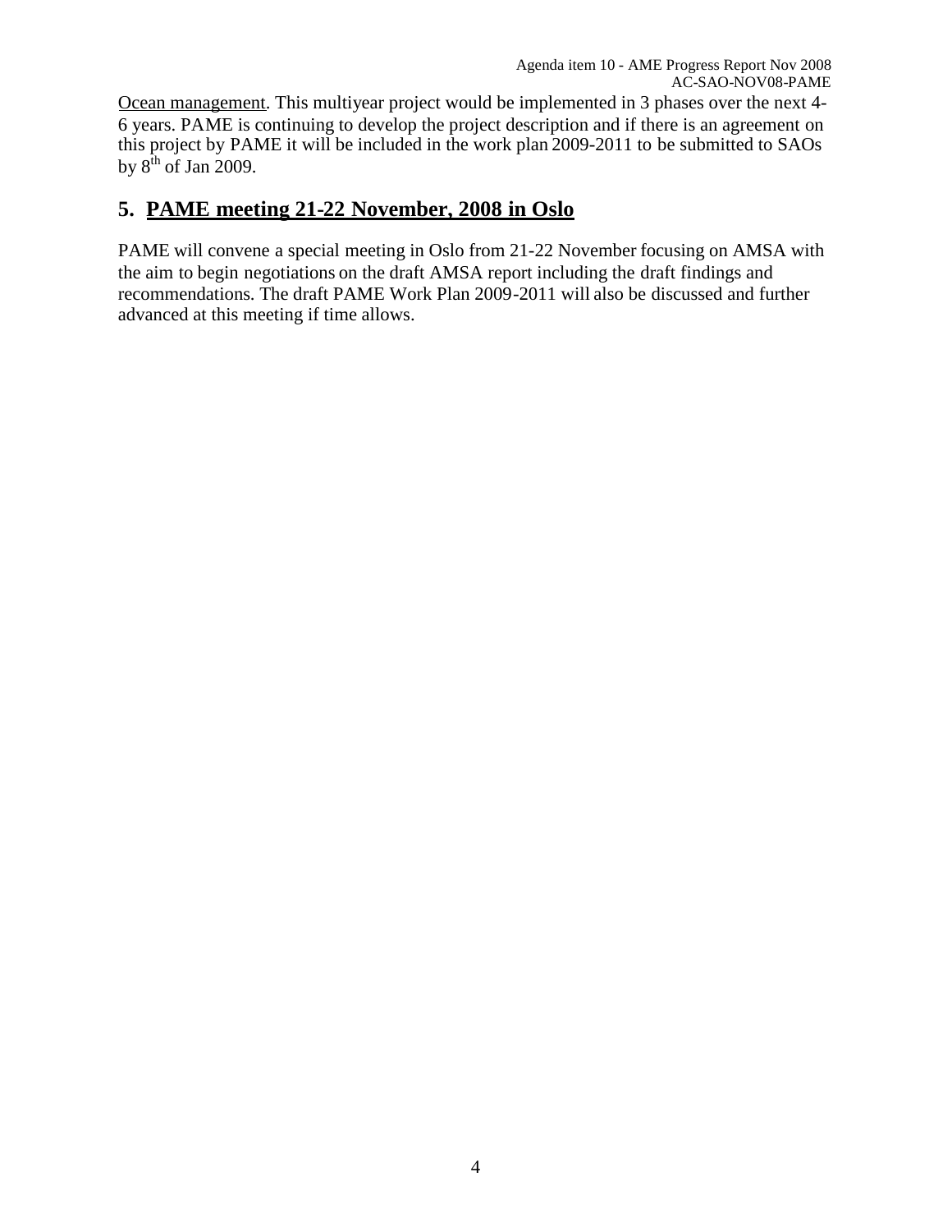Ocean management. This multiyear project would be implemented in 3 phases over the next 4-6 years. PAME is continuing to develop the project description and if there is an agreement on this project by PAME it will be included in the work plan 2009-2011 to be submitted to SAOs by 8th of Jan 2009.

## 5. PAME meeting 21-22 November, 2008 in Oslo

PAME will convene a special meeting in Oslo from 21-22 November focusing on AMSA with the aim to begin negotiations on the draft AMSA report including the draft findings and recommendations. The draft PAME Work Plan 2009-2011 will also be discussed and further advanced at this meeting if time allows.